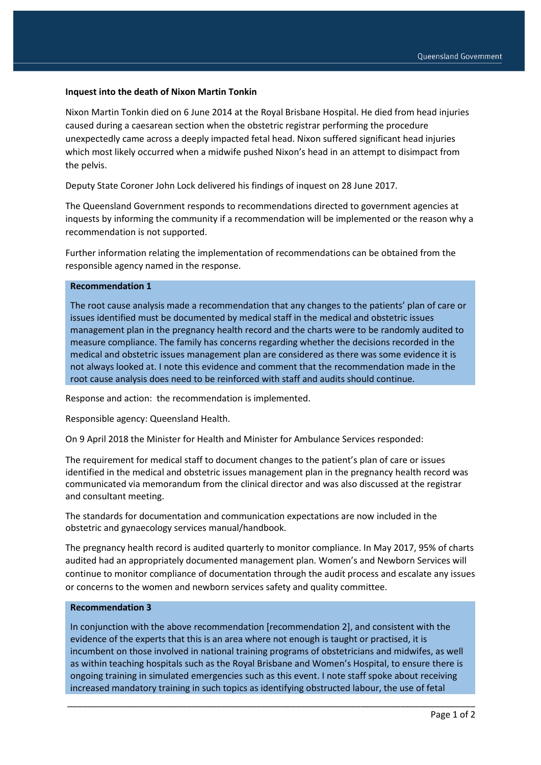**Inquest into the death of Nixon Martin Tonkin**

Nixon Martin Tonkin died on 6 June 2014 at the Royal Brisbane Hospital. He died from head injuries caused during a caesarean section when the obstetric registrar performing the procedure unexpectedly came across a deeply impacted fetal head. Nixon suffered significant head injuries which most likely occurred when a midwife pushed Nixon's head in an attempt to disimpact from the pelvis.

Deputy State Coroner John Lock delivered his findings of inquest on 28 June 2017.

The Queensland Government responds to recommendations directed to government agencies at inquests by informing the community if a recommendation will be implemented or the reason why a recommendation is not supported.

Further information relating the implementation of recommendations can be obtained from the responsible agency named in the response.

**Recommendation 1**

The root cause analysis made a recommendation that any changes to the patients' plan of care or issues identified must be documented by medical staff in the medical and obstetric issues management plan in the pregnancy health record and the charts were to be randomly audited to measure compliance. The family has concerns regarding whether the decisions recorded in the medical and obstetric issues management plan are considered as there was some evidence it is not always looked at. I note this evidence and comment that the recommendation made in the root cause analysis does need to be reinforced with staff and audits should continue.

Response and action: the recommendation is implemented.

Responsible agency: Queensland Health.

On 9 April 2018 the Minister for Health and Minister for Ambulance Services responded:

The requirement for medical staff to document changes to the patient's plan of care or issues identified in the medical and obstetric issues management plan in the pregnancy health record was communicated via memorandum from the clinical director and was also discussed at the registrar and consultant meeting.

The standards for documentation and communication expectations are now included in the obstetric and gynaecology services manual/handbook.

The pregnancy health record is audited quarterly to monitor compliance. In May 2017, 95% of charts audited had an appropriately documented management plan. Women's and Newborn Services will continue to monitor compliance of documentation through the audit process and escalate any issues or concerns to the women and newborn services safety and quality committee.

**Recommendation 3**

In conjunction with the above recommendation [recommendation 2], and consistent with the evidence of the experts that this is an area where not enough is taught or practised, it is incumbent on those involved in national training programs of obstetricians and midwifes, as well as within teaching hospitals such as the Royal Brisbane and Women's Hospital, to ensure there is ongoing training in simulated emergencies such as this event. I note staff spoke about receiving increased mandatory training in such topics as identifying obstructed labour, the use of fetal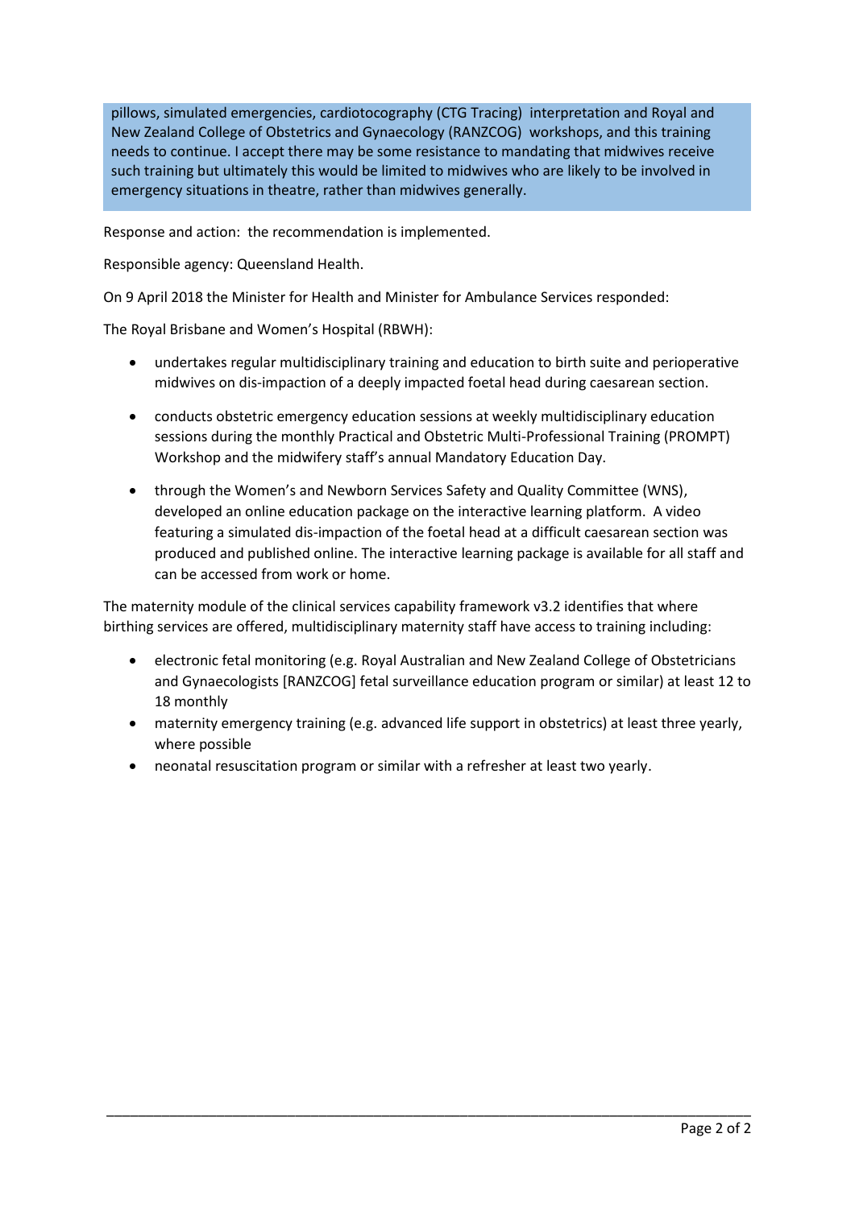pillows, simulated emergencies, cardiotocography (CTG Tracing) interpretation and Royal and New Zealand College of Obstetrics and Gynaecology (RANZCOG) workshops, and this training needs to continue. I accept there may be some resistance to mandating that midwives receive such training but ultimately this would be limited to midwives who are likely to be involved in emergency situations in theatre, rather than midwives generally.

Response and action: the recommendation is implemented.

Responsible agency: Queensland Health.

On 9 April 2018 the Minister for Health and Minister for Ambulance Services responded:

The Royal Brisbane and Women's Hospital (RBWH):

- undertakes regular multidisciplinary training and education to birth suite and perioperative midwives on dis-impaction of a deeply impacted foetal head during caesarean section.
- conducts obstetric emergency education sessions at weekly multidisciplinary education sessions during the monthly Practical and Obstetric Multi-Professional Training (PROMPT) Workshop and the midwifery staff's annual Mandatory Education Day.
- through the Women's and Newborn Services Safety and Quality Committee (WNS), developed an online education package on the interactive learning platform. A video featuring a simulated dis-impaction of the foetal head at a difficult caesarean section was produced and published online. The interactive learning package is available for all staff and can be accessed from work or home.

The maternity module of the clinical services capability framework v3.2 identifies that where birthing services are offered, multidisciplinary maternity staff have access to training including:

- electronic fetal monitoring (e.g. Royal Australian and New Zealand College of Obstetricians and Gynaecologists [RANZCOG] fetal surveillance education program or similar) at least 12 to 18 monthly
- maternity emergency training (e.g. advanced life support in obstetrics) at least three yearly, where possible
- neonatal resuscitation program or similar with a refresher at least two yearly.